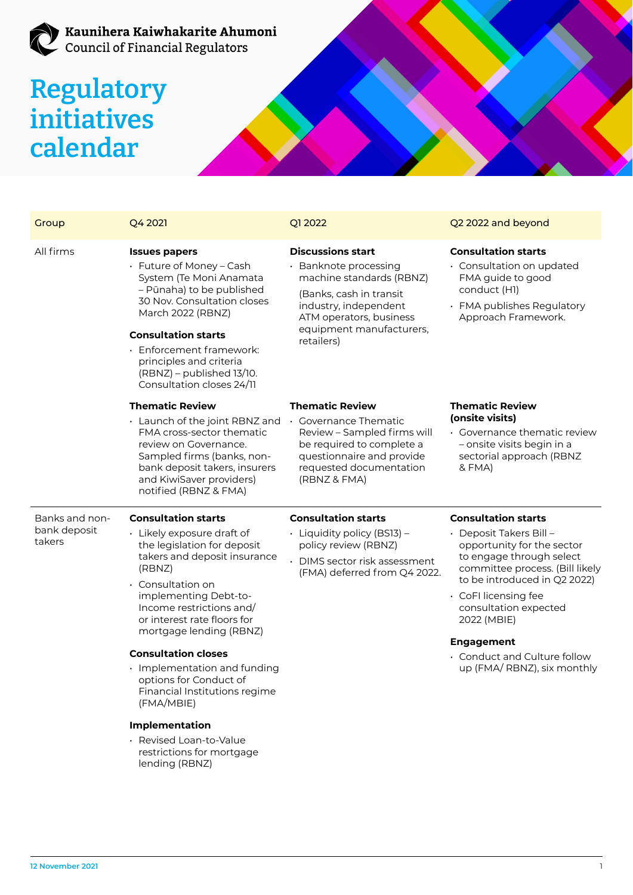Kaunihera Kaiwhakarite Ahumoni
Council of Financial Regulators

# Regulatory initiatives calendar

| Group | Q4 2021 | Q1 2022 | Q2 2022 and beyond |
|---|---|---|---|
| All firms | **Issues papers**<br>• Future of Money – Cash System (Te Moni Anamata – Pūnaha) to be published 30 Nov. Consultation closes March 2022 (RBNZ)<br><br>**Consultation starts**<br>• Enforcement framework: principles and criteria (RBNZ) – published 13/10. Consultation closes 24/11 | **Discussions start**<br>• Banknote processing machine standards (RBNZ)<br>(Banks, cash in transit industry, independent ATM operators, business equipment manufacturers, retailers) | **Consultation starts**<br>• Consultation on updated FMA guide to good conduct (H1)<br>• FMA publishes Regulatory Approach Framework. |
| | **Thematic Review**<br>• Launch of the joint RBNZ and FMA cross-sector thematic review on Governance. Sampled firms (banks, non-bank deposit takers, insurers and KiwiSaver providers) notified (RBNZ & FMA) | **Thematic Review**<br>• Governance Thematic Review – Sampled firms will be required to complete a questionnaire and provide requested documentation (RBNZ & FMA) | **Thematic Review (onsite visits)**<br>• Governance thematic review – onsite visits begin in a sectorial approach (RBNZ & FMA) |
| Banks and non-bank deposit takers | **Consultation starts**<br>• Likely exposure draft of the legislation for deposit takers and deposit insurance (RBNZ)<br>• Consultation on implementing Debt-to-Income restrictions and/ or interest rate floors for mortgage lending (RBNZ)<br><br>**Consultation closes**<br>• Implementation and funding options for Conduct of Financial Institutions regime (FMA/MBIE)<br><br>**Implementation**<br>• Revised Loan-to-Value restrictions for mortgage lending (RBNZ) | **Consultation starts**<br>• Liquidity policy (BS13) – policy review (RBNZ)<br>• DIMS sector risk assessment (FMA) deferred from Q4 2022. | **Consultation starts**<br>• Deposit Takers Bill – opportunity for the sector to engage through select committee process. (Bill likely to be introduced in Q2 2022)<br>• CoFI licensing fee consultation expected 2022 (MBIE)<br><br>**Engagement**<br>• Conduct and Culture follow up (FMA/ RBNZ), six monthly |

12 November 2021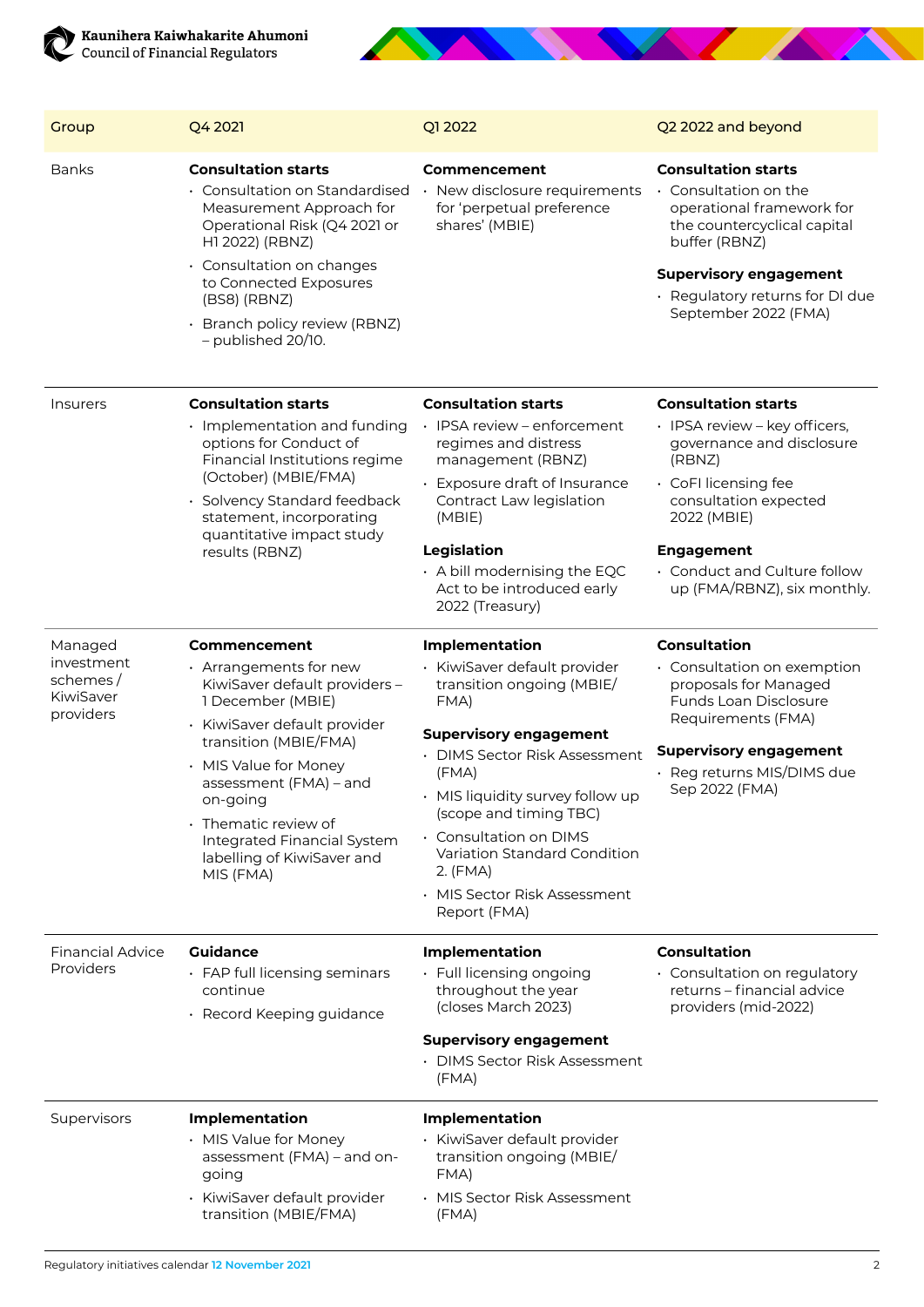| Group | Q4 2021 | Q1 2022 | Q2 2022 and beyond |
|---|---|---|---|
| Banks | **Consultation starts**<br>• Consultation on Standardised Measurement Approach for Operational Risk (Q4 2021 or H1 2022) (RBNZ)<br>• Consultation on changes to Connected Exposures (BS8) (RBNZ)<br>• Branch policy review (RBNZ) – published 20/10. | **Commencement**<br>• New disclosure requirements for 'perpetual preference shares' (MBIE) | **Consultation starts**<br>• Consultation on the operational framework for the countercyclical capital buffer (RBNZ)<br>**Supervisory engagement**<br>• Regulatory returns for DI due September 2022 (FMA) |
| Insurers | **Consultation starts**<br>• Implementation and funding options for Conduct of Financial Institutions regime (October) (MBIE/FMA)<br>• Solvency Standard feedback statement, incorporating quantitative impact study results (RBNZ) | **Consultation starts**<br>• IPSA review – enforcement regimes and distress management (RBNZ)<br>• Exposure draft of Insurance Contract Law legislation (MBIE)<br>**Legislation**<br>• A bill modernising the EQC Act to be introduced early 2022 (Treasury) | **Consultation starts**<br>• IPSA review – key officers, governance and disclosure (RBNZ)<br>• CoFI licensing fee consultation expected 2022 (MBIE)<br>**Engagement**<br>• Conduct and Culture follow up (FMA/RBNZ), six monthly. |
| Managed investment schemes / KiwiSaver providers | **Commencement**<br>• Arrangements for new KiwiSaver default providers – 1 December (MBIE)<br>• KiwiSaver default provider transition (MBIE/FMA)<br>• MIS Value for Money assessment (FMA) – and on-going<br>• Thematic review of Integrated Financial System labelling of KiwiSaver and MIS (FMA) | **Implementation**<br>• KiwiSaver default provider transition ongoing (MBIE/FMA)<br>**Supervisory engagement**<br>• DIMS Sector Risk Assessment (FMA)<br>• MIS liquidity survey follow up (scope and timing TBC)<br>• Consultation on DIMS Variation Standard Condition 2. (FMA)<br>• MIS Sector Risk Assessment Report (FMA) | **Consultation**<br>• Consultation on exemption proposals for Managed Funds Loan Disclosure Requirements (FMA)<br>**Supervisory engagement**<br>• Reg returns MIS/DIMS due Sep 2022 (FMA) |
| Financial Advice Providers | **Guidance**<br>• FAP full licensing seminars continue<br>• Record Keeping guidance | **Implementation**<br>• Full licensing ongoing throughout the year (closes March 2023)<br>**Supervisory engagement**<br>• DIMS Sector Risk Assessment (FMA) | **Consultation**<br>• Consultation on regulatory returns – financial advice providers (mid-2022) |
| Supervisors | **Implementation**<br>• MIS Value for Money assessment (FMA) – and on-going<br>• KiwiSaver default provider transition (MBIE/FMA) | **Implementation**<br>• KiwiSaver default provider transition ongoing (MBIE/FMA)<br>• MIS Sector Risk Assessment (FMA) | |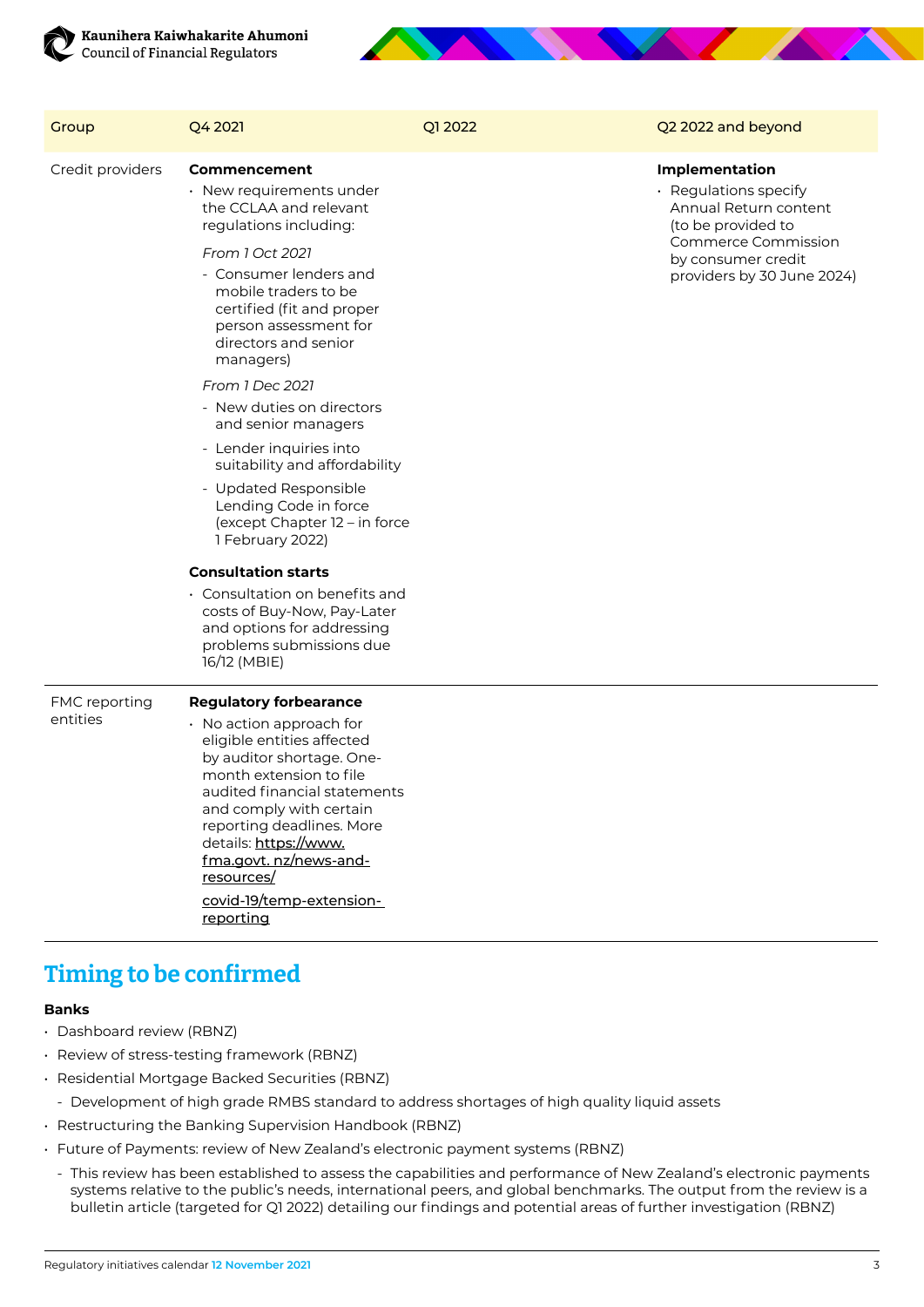| Group | Q4 2021 | Q1 2022 | Q2 2022 and beyond |
| --- | --- | --- | --- |
| Credit providers | **Commencement**<br>• New requirements under the CCLAA and relevant regulations including:<br>*From 1 Oct 2021*<br>- Consumer lenders and mobile traders to be certified (fit and proper person assessment for directors and senior managers)<br>*From 1 Dec 2021*<br>- New duties on directors and senior managers<br>- Lender inquiries into suitability and affordability<br>- Updated Responsible Lending Code in force (except Chapter 12 – in force 1 February 2022)<br>**Consultation starts**<br>• Consultation on benefits and costs of Buy-Now, Pay-Later and options for addressing problems submissions due 16/12 (MBIE) | | **Implementation**<br>• Regulations specify Annual Return content (to be provided to Commerce Commission by consumer credit providers by 30 June 2024) |
| FMC reporting entities | **Regulatory forbearance**<br>• No action approach for eligible entities affected by auditor shortage. One-month extension to file audited financial statements and comply with certain reporting deadlines. More details: https://www.fma.govt.nz/news-and-resources/covid-19/temp-extension-reporting | | |

## Timing to be confirmed

**Banks**

- Dashboard review (RBNZ)
- Review of stress-testing framework (RBNZ)
- Residential Mortgage Backed Securities (RBNZ)
  - Development of high grade RMBS standard to address shortages of high quality liquid assets
- Restructuring the Banking Supervision Handbook (RBNZ)
- Future of Payments: review of New Zealand's electronic payment systems (RBNZ)
  - This review has been established to assess the capabilities and performance of New Zealand's electronic payments systems relative to the public's needs, international peers, and global benchmarks. The output from the review is a bulletin article (targeted for Q1 2022) detailing our findings and potential areas of further investigation (RBNZ)